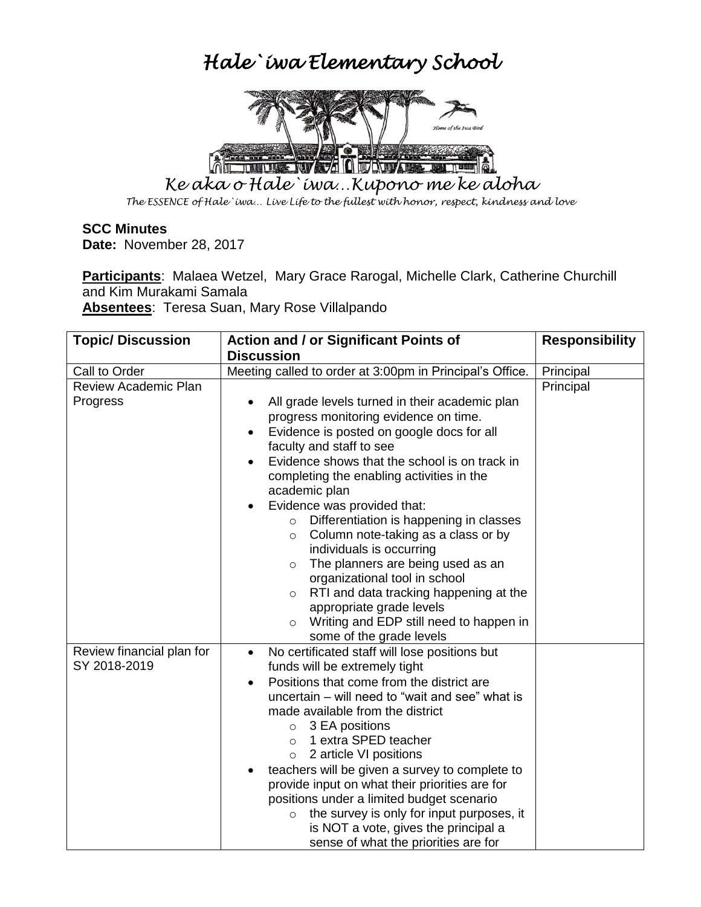# *Hale`iwa Elementary School*

*Home of the Iwa Bird*

*Ke aka o Hale`iwa…Kupono me ke aloha*

*The ESSENCE of Hale`iwa… Live Life to the fullest with honor, respect, kindness and love*

**SCC Minutes**
**Date:** November 28, 2017

**Participants**: Malaea Wetzel, Mary Grace Rarogal, Michelle Clark, Catherine Churchill and Kim Murakami Samala
**Absentees**: Teresa Suan, Mary Rose Villalpando

| Topic/ Discussion | Action and / or Significant Points of Discussion | Responsibility |
|---|---|---|
| Call to Order | Meeting called to order at 3:00pm in Principal's Office. | Principal |
| Review Academic Plan Progress | • All grade levels turned in their academic plan progress monitoring evidence on time.<br>• Evidence is posted on google docs for all faculty and staff to see<br>• Evidence shows that the school is on track in completing the enabling activities in the academic plan<br>• Evidence was provided that:<br>&nbsp;&nbsp;&nbsp;○ Differentiation is happening in classes<br>&nbsp;&nbsp;&nbsp;○ Column note-taking as a class or by individuals is occurring<br>&nbsp;&nbsp;&nbsp;○ The planners are being used as an organizational tool in school<br>&nbsp;&nbsp;&nbsp;○ RTI and data tracking happening at the appropriate grade levels<br>&nbsp;&nbsp;&nbsp;○ Writing and EDP still need to happen in some of the grade levels | Principal |
| Review financial plan for SY 2018-2019 | • No certificated staff will lose positions but funds will be extremely tight<br>• Positions that come from the district are uncertain – will need to "wait and see" what is made available from the district<br>&nbsp;&nbsp;&nbsp;○ 3 EA positions<br>&nbsp;&nbsp;&nbsp;○ 1 extra SPED teacher<br>&nbsp;&nbsp;&nbsp;○ 2 article VI positions<br>• teachers will be given a survey to complete to provide input on what their priorities are for positions under a limited budget scenario<br>&nbsp;&nbsp;&nbsp;○ the survey is only for input purposes, it is NOT a vote, gives the principal a sense of what the priorities are for | |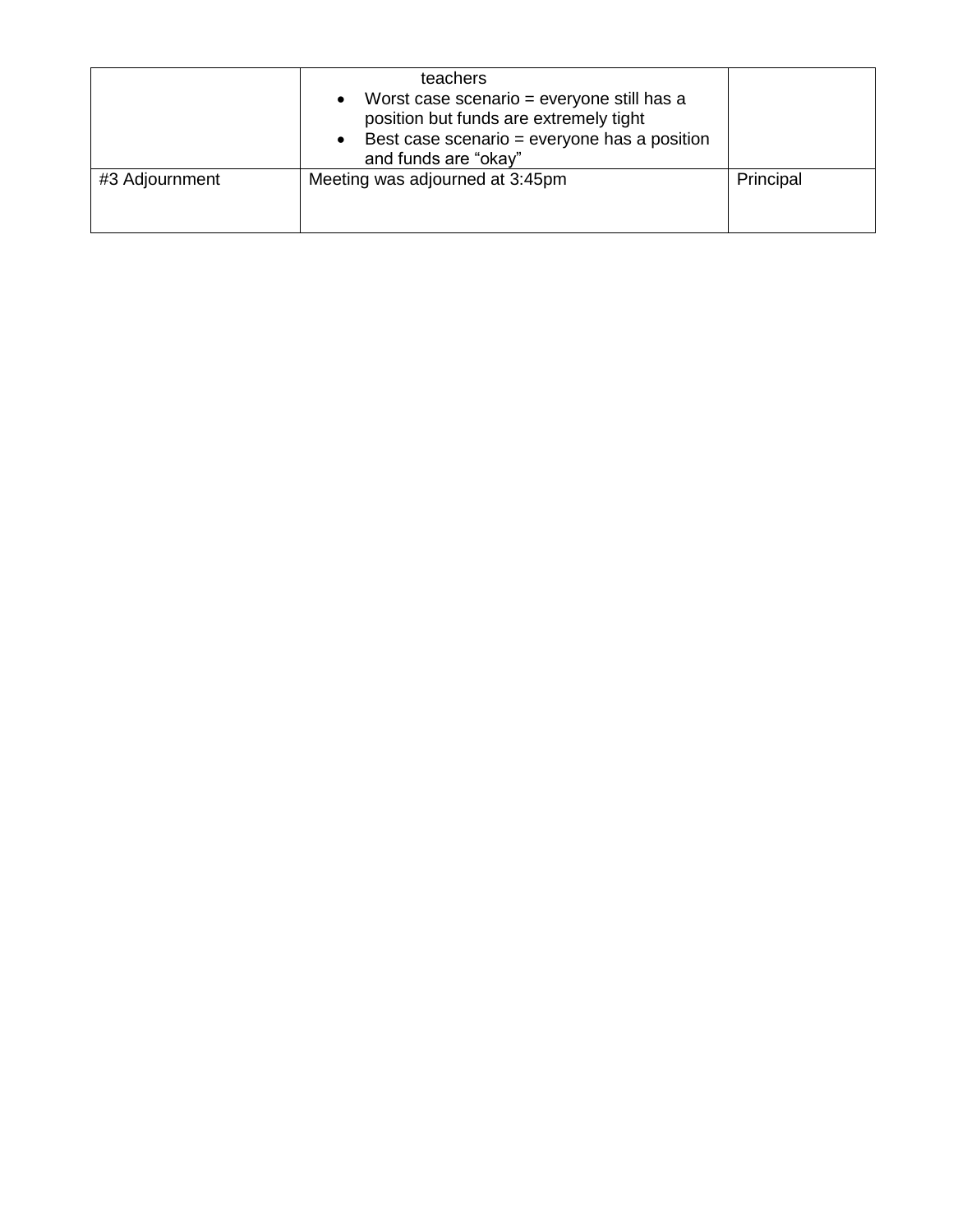| | | |
|---|---|---|
| | teachers<br>• Worst case scenario = everyone still has a position but funds are extremely tight<br>• Best case scenario = everyone has a position and funds are "okay" | |
| #3 Adjournment | Meeting was adjourned at 3:45pm | Principal |